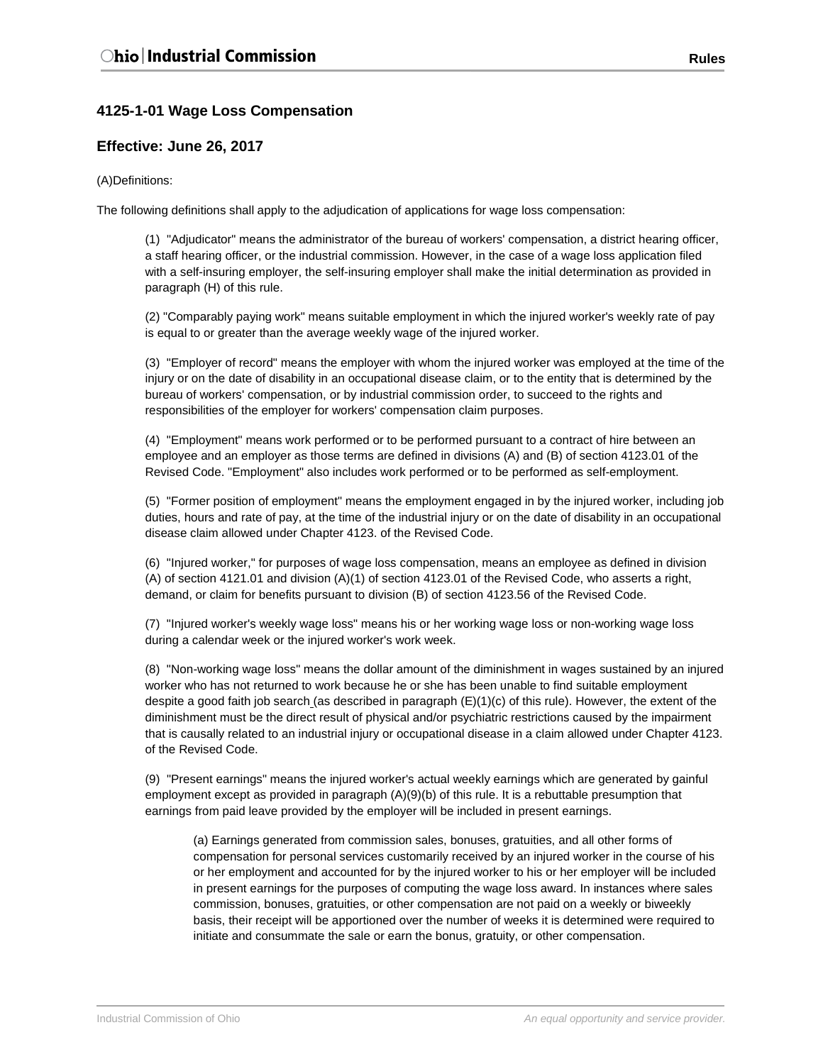# 4125-1-01 Wage Loss Compensation

## Effective: June 26, 2017

(A)Definitions:

The following definitions shall apply to the adjudication of applications for wage loss compensation:

(1) "Adjudicator" means the administrator of the bureau of workers' compensation, a district hearing officer, a staff hearing officer, or the industrial commission. However, in the case of a wage loss application filed with a self-insuring employer, the self-insuring employer shall make the initial determination as provided in paragraph (H) of this rule.

(2) "Comparably paying work" means suitable employment in which the injured worker's weekly rate of pay is equal to or greater than the average weekly wage of the injured worker.

(3) "Employer of record" means the employer with whom the injured worker was employed at the time of the injury or on the date of disability in an occupational disease claim, or to the entity that is determined by the bureau of workers' compensation, or by industrial commission order, to succeed to the rights and responsibilities of the employer for workers' compensation claim purposes.

(4) "Employment" means work performed or to be performed pursuant to a contract of hire between an employee and an employer as those terms are defined in divisions (A) and (B) of section 4123.01 of the Revised Code. "Employment" also includes work performed or to be performed as self-employment.

(5) "Former position of employment" means the employment engaged in by the injured worker, including job duties, hours and rate of pay, at the time of the industrial injury or on the date of disability in an occupational disease claim allowed under Chapter 4123. of the Revised Code.

(6) "Injured worker," for purposes of wage loss compensation, means an employee as defined in division (A) of section 4121.01 and division (A)(1) of section 4123.01 of the Revised Code, who asserts a right, demand, or claim for benefits pursuant to division (B) of section 4123.56 of the Revised Code.

(7) "Injured worker's weekly wage loss" means his or her working wage loss or non-working wage loss during a calendar week or the injured worker's work week.

(8) "Non-working wage loss" means the dollar amount of the diminishment in wages sustained by an injured worker who has not returned to work because he or she has been unable to find suitable employment despite a good faith job search (as described in paragraph (E)(1)(c) of this rule). However, the extent of the diminishment must be the direct result of physical and/or psychiatric restrictions caused by the impairment that is causally related to an industrial injury or occupational disease in a claim allowed under Chapter 4123. of the Revised Code.

(9) "Present earnings" means the injured worker's actual weekly earnings which are generated by gainful employment except as provided in paragraph (A)(9)(b) of this rule. It is a rebuttable presumption that earnings from paid leave provided by the employer will be included in present earnings.

(a) Earnings generated from commission sales, bonuses, gratuities, and all other forms of compensation for personal services customarily received by an injured worker in the course of his or her employment and accounted for by the injured worker to his or her employer will be included in present earnings for the purposes of computing the wage loss award. In instances where sales commission, bonuses, gratuities, or other compensation are not paid on a weekly or biweekly basis, their receipt will be apportioned over the number of weeks it is determined were required to initiate and consummate the sale or earn the bonus, gratuity, or other compensation.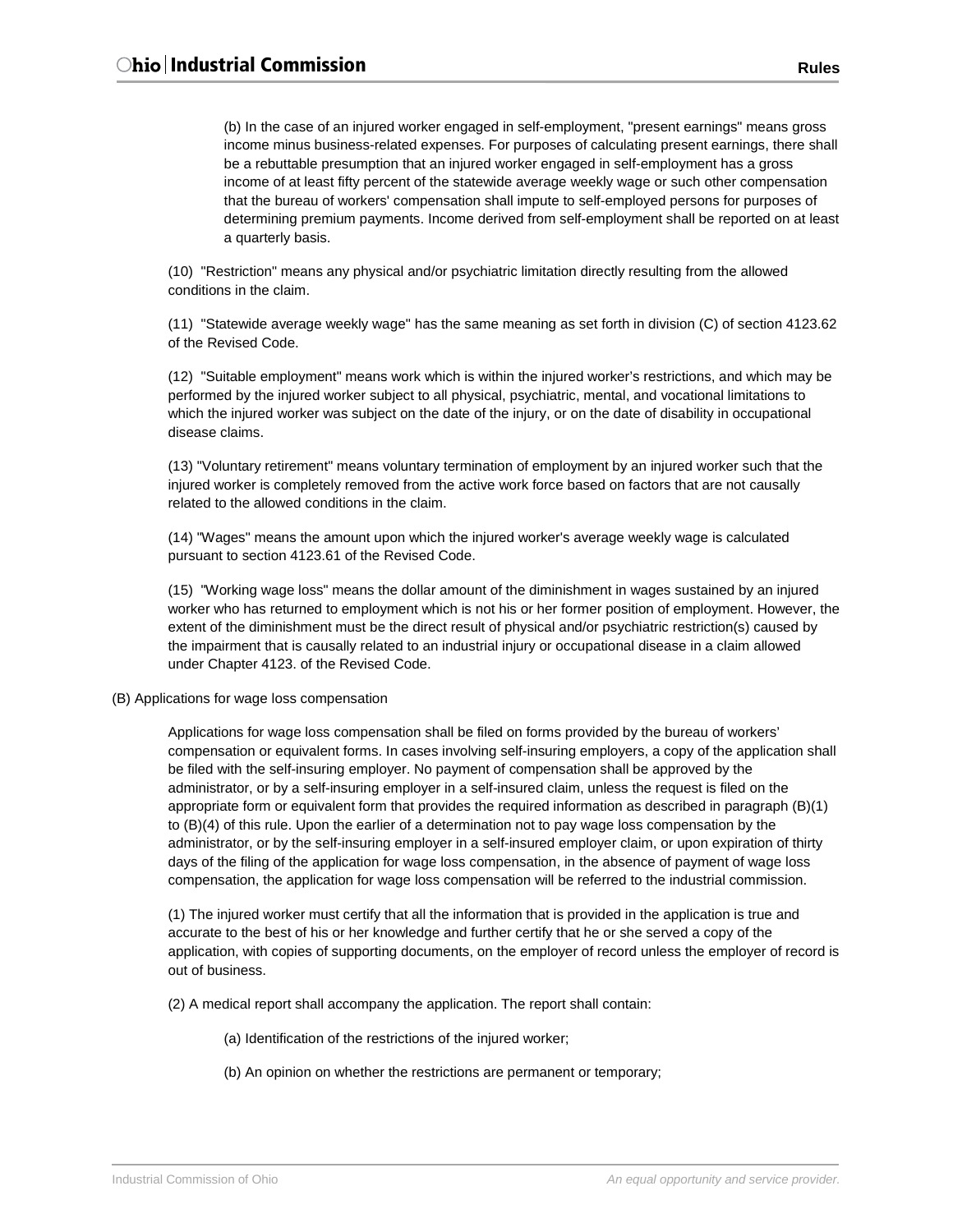(b) In the case of an injured worker engaged in self-employment, "present earnings" means gross income minus business-related expenses. For purposes of calculating present earnings, there shall be a rebuttable presumption that an injured worker engaged in self-employment has a gross income of at least fifty percent of the statewide average weekly wage or such other compensation that the bureau of workers' compensation shall impute to self-employed persons for purposes of determining premium payments. Income derived from self-employment shall be reported on at least a quarterly basis.

(10) "Restriction" means any physical and/or psychiatric limitation directly resulting from the allowed conditions in the claim.

(11) "Statewide average weekly wage" has the same meaning as set forth in division (C) of section 4123.62 of the Revised Code.

(12) "Suitable employment" means work which is within the injured worker's restrictions, and which may be performed by the injured worker subject to all physical, psychiatric, mental, and vocational limitations to which the injured worker was subject on the date of the injury, or on the date of disability in occupational disease claims.

(13) "Voluntary retirement" means voluntary termination of employment by an injured worker such that the injured worker is completely removed from the active work force based on factors that are not causally related to the allowed conditions in the claim.

(14) "Wages" means the amount upon which the injured worker's average weekly wage is calculated pursuant to section 4123.61 of the Revised Code.

(15) "Working wage loss" means the dollar amount of the diminishment in wages sustained by an injured worker who has returned to employment which is not his or her former position of employment. However, the extent of the diminishment must be the direct result of physical and/or psychiatric restriction(s) caused by the impairment that is causally related to an industrial injury or occupational disease in a claim allowed under Chapter 4123. of the Revised Code.

(B) Applications for wage loss compensation

Applications for wage loss compensation shall be filed on forms provided by the bureau of workers' compensation or equivalent forms. In cases involving self-insuring employers, a copy of the application shall be filed with the self-insuring employer. No payment of compensation shall be approved by the administrator, or by a self-insuring employer in a self-insured claim, unless the request is filed on the appropriate form or equivalent form that provides the required information as described in paragraph (B)(1) to (B)(4) of this rule. Upon the earlier of a determination not to pay wage loss compensation by the administrator, or by the self-insuring employer in a self-insured employer claim, or upon expiration of thirty days of the filing of the application for wage loss compensation, in the absence of payment of wage loss compensation, the application for wage loss compensation will be referred to the industrial commission.

(1) The injured worker must certify that all the information that is provided in the application is true and accurate to the best of his or her knowledge and further certify that he or she served a copy of the application, with copies of supporting documents, on the employer of record unless the employer of record is out of business.

(2) A medical report shall accompany the application. The report shall contain:

(a) Identification of the restrictions of the injured worker;

(b) An opinion on whether the restrictions are permanent or temporary;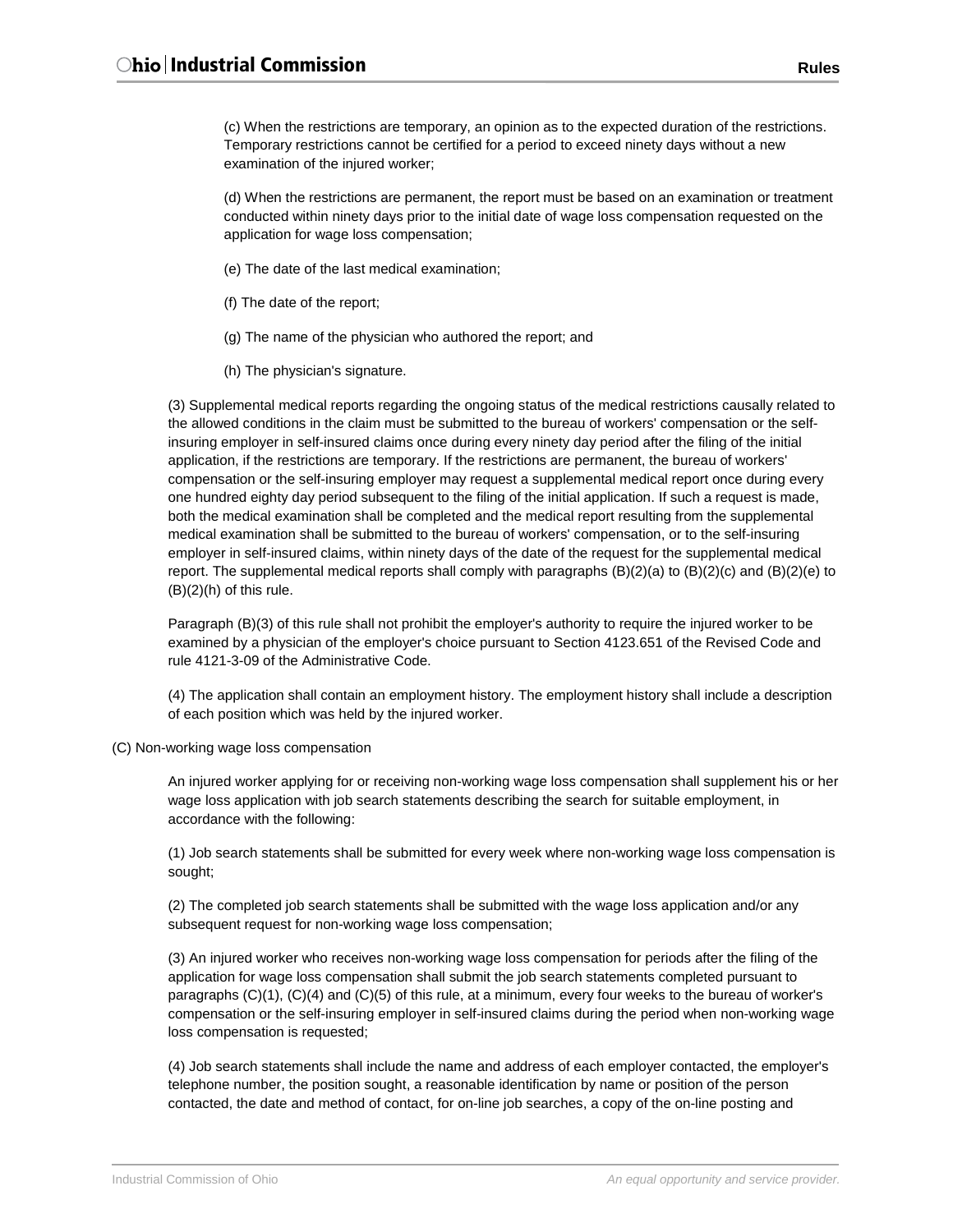(c) When the restrictions are temporary, an opinion as to the expected duration of the restrictions. Temporary restrictions cannot be certified for a period to exceed ninety days without a new examination of the injured worker;

(d) When the restrictions are permanent, the report must be based on an examination or treatment conducted within ninety days prior to the initial date of wage loss compensation requested on the application for wage loss compensation;

(e) The date of the last medical examination;

(f) The date of the report;

(g) The name of the physician who authored the report; and

(h) The physician's signature.

(3) Supplemental medical reports regarding the ongoing status of the medical restrictions causally related to the allowed conditions in the claim must be submitted to the bureau of workers' compensation or the self-insuring employer in self-insured claims once during every ninety day period after the filing of the initial application, if the restrictions are temporary. If the restrictions are permanent, the bureau of workers' compensation or the self-insuring employer may request a supplemental medical report once during every one hundred eighty day period subsequent to the filing of the initial application. If such a request is made, both the medical examination shall be completed and the medical report resulting from the supplemental medical examination shall be submitted to the bureau of workers' compensation, or to the self-insuring employer in self-insured claims, within ninety days of the date of the request for the supplemental medical report. The supplemental medical reports shall comply with paragraphs (B)(2)(a) to (B)(2)(c) and (B)(2)(e) to (B)(2)(h) of this rule.

Paragraph (B)(3) of this rule shall not prohibit the employer's authority to require the injured worker to be examined by a physician of the employer's choice pursuant to Section 4123.651 of the Revised Code and rule 4121-3-09 of the Administrative Code.

(4) The application shall contain an employment history. The employment history shall include a description of each position which was held by the injured worker.

(C) Non-working wage loss compensation

An injured worker applying for or receiving non-working wage loss compensation shall supplement his or her wage loss application with job search statements describing the search for suitable employment, in accordance with the following:

(1) Job search statements shall be submitted for every week where non-working wage loss compensation is sought;

(2) The completed job search statements shall be submitted with the wage loss application and/or any subsequent request for non-working wage loss compensation;

(3) An injured worker who receives non-working wage loss compensation for periods after the filing of the application for wage loss compensation shall submit the job search statements completed pursuant to paragraphs (C)(1), (C)(4) and (C)(5) of this rule, at a minimum, every four weeks to the bureau of worker's compensation or the self-insuring employer in self-insured claims during the period when non-working wage loss compensation is requested;

(4) Job search statements shall include the name and address of each employer contacted, the employer's telephone number, the position sought, a reasonable identification by name or position of the person contacted, the date and method of contact, for on-line job searches, a copy of the on-line posting and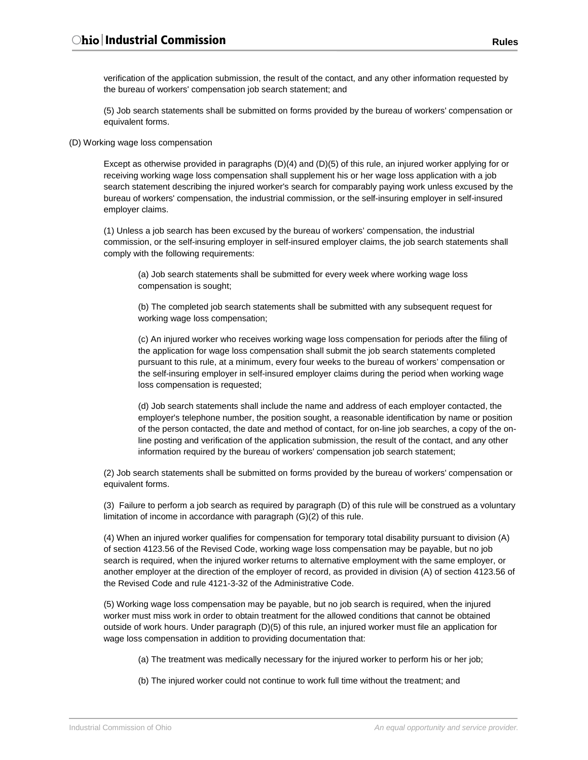verification of the application submission, the result of the contact, and any other information requested by the bureau of workers' compensation job search statement; and

(5) Job search statements shall be submitted on forms provided by the bureau of workers' compensation or equivalent forms.

(D) Working wage loss compensation

Except as otherwise provided in paragraphs (D)(4) and (D)(5) of this rule, an injured worker applying for or receiving working wage loss compensation shall supplement his or her wage loss application with a job search statement describing the injured worker's search for comparably paying work unless excused by the bureau of workers' compensation, the industrial commission, or the self-insuring employer in self-insured employer claims.

(1) Unless a job search has been excused by the bureau of workers' compensation, the industrial commission, or the self-insuring employer in self-insured employer claims, the job search statements shall comply with the following requirements:

(a) Job search statements shall be submitted for every week where working wage loss compensation is sought;

(b) The completed job search statements shall be submitted with any subsequent request for working wage loss compensation;

(c) An injured worker who receives working wage loss compensation for periods after the filing of the application for wage loss compensation shall submit the job search statements completed pursuant to this rule, at a minimum, every four weeks to the bureau of workers' compensation or the self-insuring employer in self-insured employer claims during the period when working wage loss compensation is requested;

(d) Job search statements shall include the name and address of each employer contacted, the employer's telephone number, the position sought, a reasonable identification by name or position of the person contacted, the date and method of contact, for on-line job searches, a copy of the on-line posting and verification of the application submission, the result of the contact, and any other information required by the bureau of workers' compensation job search statement;

(2) Job search statements shall be submitted on forms provided by the bureau of workers' compensation or equivalent forms.

(3) Failure to perform a job search as required by paragraph (D) of this rule will be construed as a voluntary limitation of income in accordance with paragraph (G)(2) of this rule.

(4) When an injured worker qualifies for compensation for temporary total disability pursuant to division (A) of section 4123.56 of the Revised Code, working wage loss compensation may be payable, but no job search is required, when the injured worker returns to alternative employment with the same employer, or another employer at the direction of the employer of record, as provided in division (A) of section 4123.56 of the Revised Code and rule 4121-3-32 of the Administrative Code.

(5) Working wage loss compensation may be payable, but no job search is required, when the injured worker must miss work in order to obtain treatment for the allowed conditions that cannot be obtained outside of work hours. Under paragraph (D)(5) of this rule, an injured worker must file an application for wage loss compensation in addition to providing documentation that:

(a) The treatment was medically necessary for the injured worker to perform his or her job;

(b) The injured worker could not continue to work full time without the treatment; and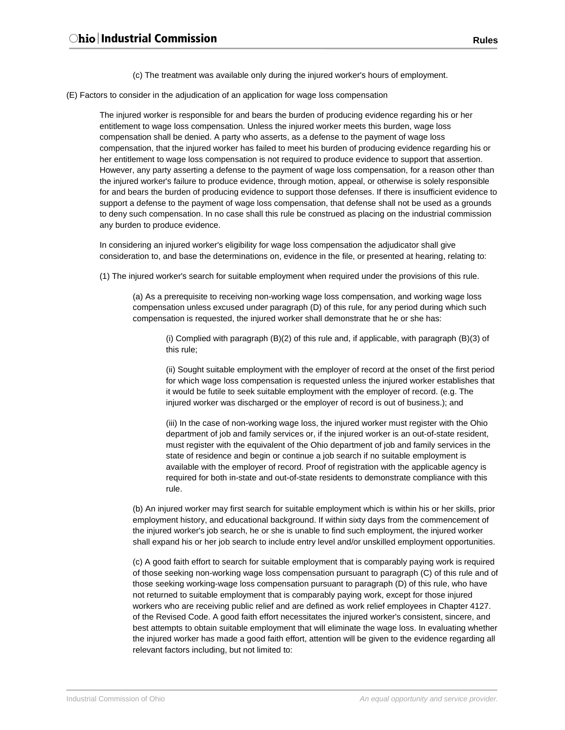(c) The treatment was available only during the injured worker's hours of employment.

(E) Factors to consider in the adjudication of an application for wage loss compensation

The injured worker is responsible for and bears the burden of producing evidence regarding his or her entitlement to wage loss compensation. Unless the injured worker meets this burden, wage loss compensation shall be denied. A party who asserts, as a defense to the payment of wage loss compensation, that the injured worker has failed to meet his burden of producing evidence regarding his or her entitlement to wage loss compensation is not required to produce evidence to support that assertion. However, any party asserting a defense to the payment of wage loss compensation, for a reason other than the injured worker's failure to produce evidence, through motion, appeal, or otherwise is solely responsible for and bears the burden of producing evidence to support those defenses. If there is insufficient evidence to support a defense to the payment of wage loss compensation, that defense shall not be used as a grounds to deny such compensation. In no case shall this rule be construed as placing on the industrial commission any burden to produce evidence.

In considering an injured worker's eligibility for wage loss compensation the adjudicator shall give consideration to, and base the determinations on, evidence in the file, or presented at hearing, relating to:

(1) The injured worker's search for suitable employment when required under the provisions of this rule.

(a) As a prerequisite to receiving non-working wage loss compensation, and working wage loss compensation unless excused under paragraph (D) of this rule, for any period during which such compensation is requested, the injured worker shall demonstrate that he or she has:

(i) Complied with paragraph (B)(2) of this rule and, if applicable, with paragraph (B)(3) of this rule;

(ii) Sought suitable employment with the employer of record at the onset of the first period for which wage loss compensation is requested unless the injured worker establishes that it would be futile to seek suitable employment with the employer of record. (e.g. The injured worker was discharged or the employer of record is out of business.); and

(iii) In the case of non-working wage loss, the injured worker must register with the Ohio department of job and family services or, if the injured worker is an out-of-state resident, must register with the equivalent of the Ohio department of job and family services in the state of residence and begin or continue a job search if no suitable employment is available with the employer of record. Proof of registration with the applicable agency is required for both in-state and out-of-state residents to demonstrate compliance with this rule.

(b) An injured worker may first search for suitable employment which is within his or her skills, prior employment history, and educational background. If within sixty days from the commencement of the injured worker's job search, he or she is unable to find such employment, the injured worker shall expand his or her job search to include entry level and/or unskilled employment opportunities.

(c) A good faith effort to search for suitable employment that is comparably paying work is required of those seeking non-working wage loss compensation pursuant to paragraph (C) of this rule and of those seeking working-wage loss compensation pursuant to paragraph (D) of this rule, who have not returned to suitable employment that is comparably paying work, except for those injured workers who are receiving public relief and are defined as work relief employees in Chapter 4127. of the Revised Code. A good faith effort necessitates the injured worker's consistent, sincere, and best attempts to obtain suitable employment that will eliminate the wage loss. In evaluating whether the injured worker has made a good faith effort, attention will be given to the evidence regarding all relevant factors including, but not limited to: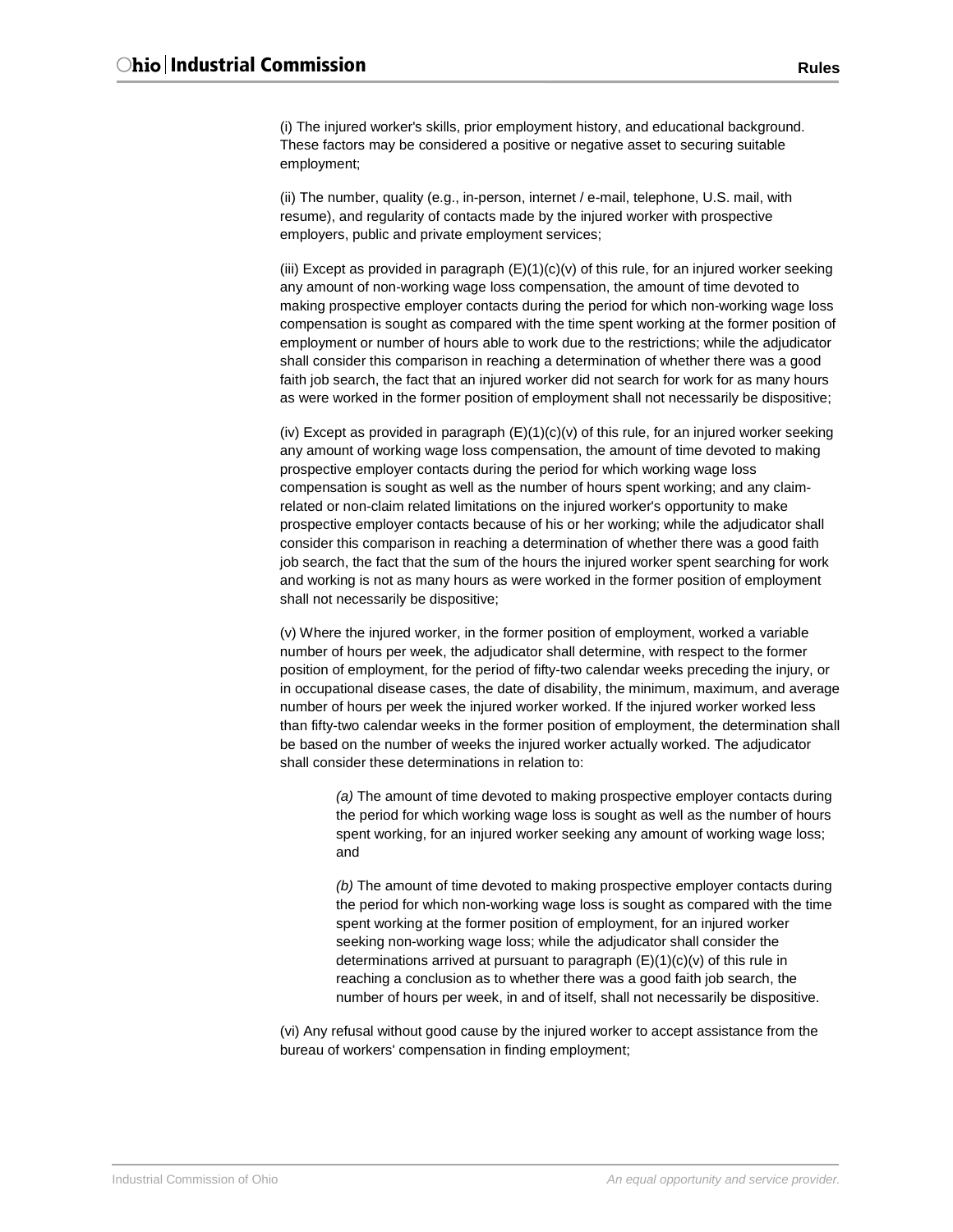(i) The injured worker's skills, prior employment history, and educational background. These factors may be considered a positive or negative asset to securing suitable employment;

(ii) The number, quality (e.g., in-person, internet / e-mail, telephone, U.S. mail, with resume), and regularity of contacts made by the injured worker with prospective employers, public and private employment services;

(iii) Except as provided in paragraph (E)(1)(c)(v) of this rule, for an injured worker seeking any amount of non-working wage loss compensation, the amount of time devoted to making prospective employer contacts during the period for which non-working wage loss compensation is sought as compared with the time spent working at the former position of employment or number of hours able to work due to the restrictions; while the adjudicator shall consider this comparison in reaching a determination of whether there was a good faith job search, the fact that an injured worker did not search for work for as many hours as were worked in the former position of employment shall not necessarily be dispositive;

(iv) Except as provided in paragraph (E)(1)(c)(v) of this rule, for an injured worker seeking any amount of working wage loss compensation, the amount of time devoted to making prospective employer contacts during the period for which working wage loss compensation is sought as well as the number of hours spent working; and any claim-related or non-claim related limitations on the injured worker's opportunity to make prospective employer contacts because of his or her working; while the adjudicator shall consider this comparison in reaching a determination of whether there was a good faith job search, the fact that the sum of the hours the injured worker spent searching for work and working is not as many hours as were worked in the former position of employment shall not necessarily be dispositive;

(v) Where the injured worker, in the former position of employment, worked a variable number of hours per week, the adjudicator shall determine, with respect to the former position of employment, for the period of fifty-two calendar weeks preceding the injury, or in occupational disease cases, the date of disability, the minimum, maximum, and average number of hours per week the injured worker worked. If the injured worker worked less than fifty-two calendar weeks in the former position of employment, the determination shall be based on the number of weeks the injured worker actually worked. The adjudicator shall consider these determinations in relation to:

> *(a)* The amount of time devoted to making prospective employer contacts during the period for which working wage loss is sought as well as the number of hours spent working, for an injured worker seeking any amount of working wage loss; and
>
> *(b)* The amount of time devoted to making prospective employer contacts during the period for which non-working wage loss is sought as compared with the time spent working at the former position of employment, for an injured worker seeking non-working wage loss; while the adjudicator shall consider the determinations arrived at pursuant to paragraph (E)(1)(c)(v) of this rule in reaching a conclusion as to whether there was a good faith job search, the number of hours per week, in and of itself, shall not necessarily be dispositive.

(vi) Any refusal without good cause by the injured worker to accept assistance from the bureau of workers' compensation in finding employment;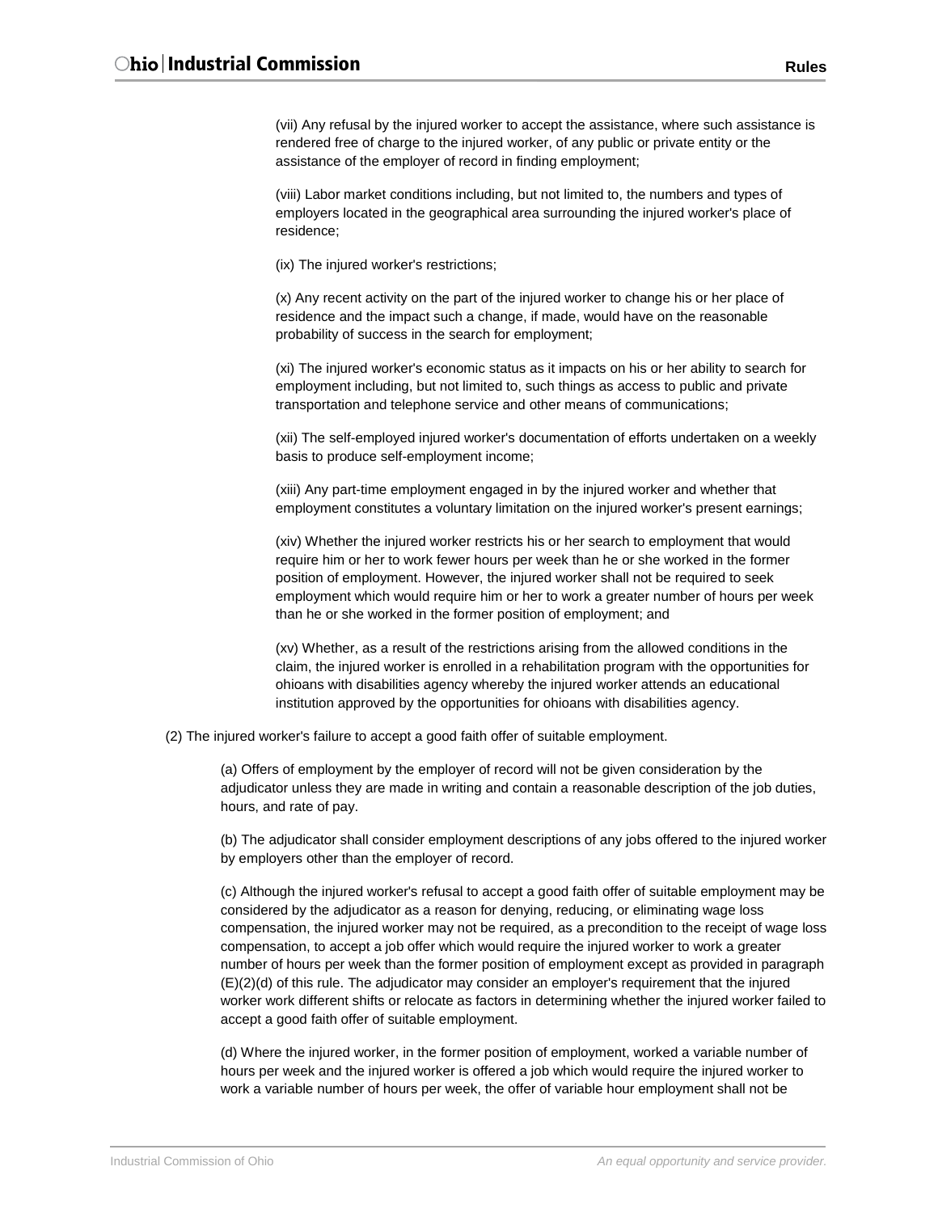(vii) Any refusal by the injured worker to accept the assistance, where such assistance is rendered free of charge to the injured worker, of any public or private entity or the assistance of the employer of record in finding employment;

(viii) Labor market conditions including, but not limited to, the numbers and types of employers located in the geographical area surrounding the injured worker's place of residence;

(ix) The injured worker's restrictions;

(x) Any recent activity on the part of the injured worker to change his or her place of residence and the impact such a change, if made, would have on the reasonable probability of success in the search for employment;

(xi) The injured worker's economic status as it impacts on his or her ability to search for employment including, but not limited to, such things as access to public and private transportation and telephone service and other means of communications;

(xii) The self-employed injured worker's documentation of efforts undertaken on a weekly basis to produce self-employment income;

(xiii) Any part-time employment engaged in by the injured worker and whether that employment constitutes a voluntary limitation on the injured worker's present earnings;

(xiv) Whether the injured worker restricts his or her search to employment that would require him or her to work fewer hours per week than he or she worked in the former position of employment. However, the injured worker shall not be required to seek employment which would require him or her to work a greater number of hours per week than he or she worked in the former position of employment; and

(xv) Whether, as a result of the restrictions arising from the allowed conditions in the claim, the injured worker is enrolled in a rehabilitation program with the opportunities for ohioans with disabilities agency whereby the injured worker attends an educational institution approved by the opportunities for ohioans with disabilities agency.

(2) The injured worker's failure to accept a good faith offer of suitable employment.

(a) Offers of employment by the employer of record will not be given consideration by the adjudicator unless they are made in writing and contain a reasonable description of the job duties, hours, and rate of pay.

(b) The adjudicator shall consider employment descriptions of any jobs offered to the injured worker by employers other than the employer of record.

(c) Although the injured worker's refusal to accept a good faith offer of suitable employment may be considered by the adjudicator as a reason for denying, reducing, or eliminating wage loss compensation, the injured worker may not be required, as a precondition to the receipt of wage loss compensation, to accept a job offer which would require the injured worker to work a greater number of hours per week than the former position of employment except as provided in paragraph (E)(2)(d) of this rule. The adjudicator may consider an employer's requirement that the injured worker work different shifts or relocate as factors in determining whether the injured worker failed to accept a good faith offer of suitable employment.

(d) Where the injured worker, in the former position of employment, worked a variable number of hours per week and the injured worker is offered a job which would require the injured worker to work a variable number of hours per week, the offer of variable hour employment shall not be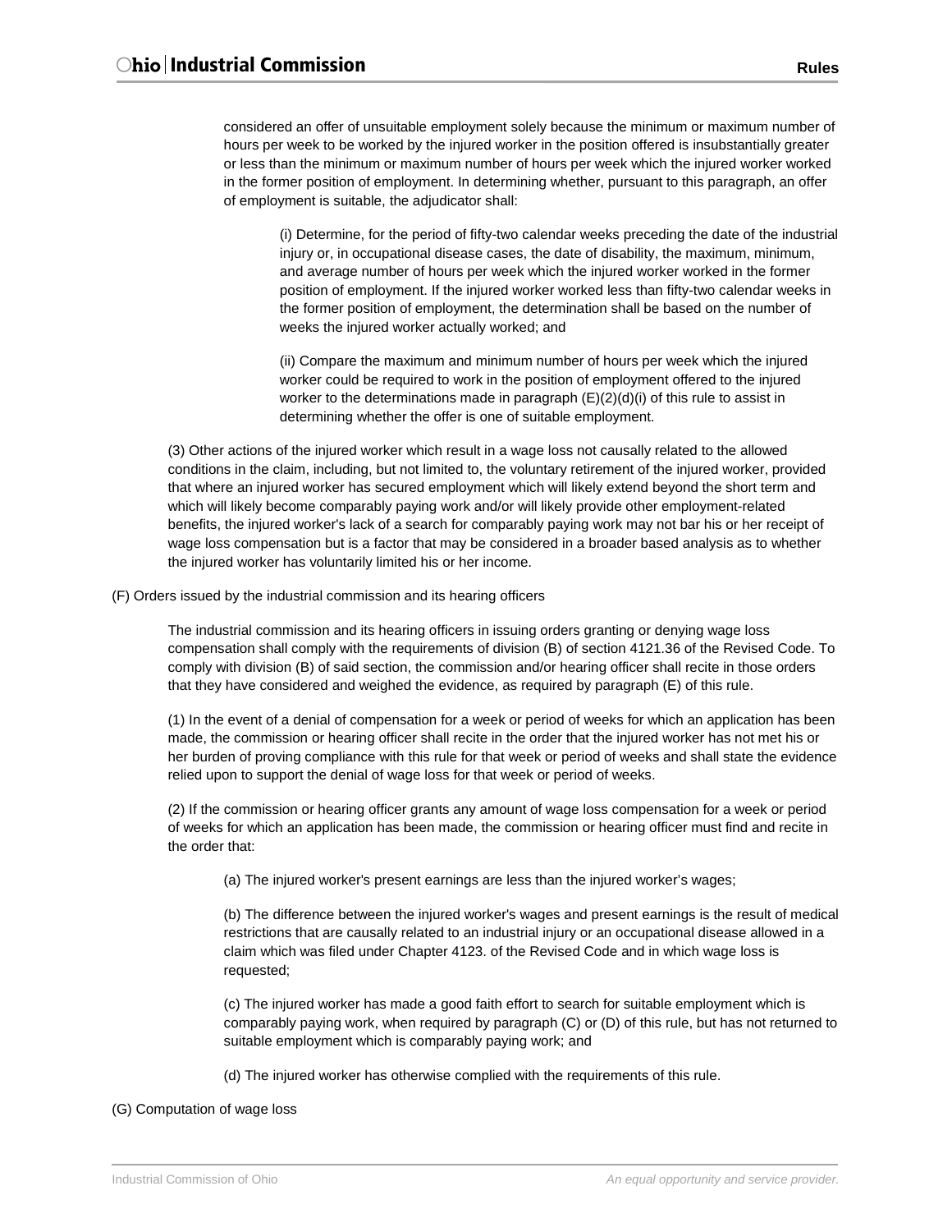considered an offer of unsuitable employment solely because the minimum or maximum number of hours per week to be worked by the injured worker in the position offered is insubstantially greater or less than the minimum or maximum number of hours per week which the injured worker worked in the former position of employment. In determining whether, pursuant to this paragraph, an offer of employment is suitable, the adjudicator shall:

(i) Determine, for the period of fifty-two calendar weeks preceding the date of the industrial injury or, in occupational disease cases, the date of disability, the maximum, minimum, and average number of hours per week which the injured worker worked in the former position of employment. If the injured worker worked less than fifty-two calendar weeks in the former position of employment, the determination shall be based on the number of weeks the injured worker actually worked; and

(ii) Compare the maximum and minimum number of hours per week which the injured worker could be required to work in the position of employment offered to the injured worker to the determinations made in paragraph (E)(2)(d)(i) of this rule to assist in determining whether the offer is one of suitable employment.

(3) Other actions of the injured worker which result in a wage loss not causally related to the allowed conditions in the claim, including, but not limited to, the voluntary retirement of the injured worker, provided that where an injured worker has secured employment which will likely extend beyond the short term and which will likely become comparably paying work and/or will likely provide other employment-related benefits, the injured worker's lack of a search for comparably paying work may not bar his or her receipt of wage loss compensation but is a factor that may be considered in a broader based analysis as to whether the injured worker has voluntarily limited his or her income.

(F) Orders issued by the industrial commission and its hearing officers

The industrial commission and its hearing officers in issuing orders granting or denying wage loss compensation shall comply with the requirements of division (B) of section 4121.36 of the Revised Code. To comply with division (B) of said section, the commission and/or hearing officer shall recite in those orders that they have considered and weighed the evidence, as required by paragraph (E) of this rule.

(1) In the event of a denial of compensation for a week or period of weeks for which an application has been made, the commission or hearing officer shall recite in the order that the injured worker has not met his or her burden of proving compliance with this rule for that week or period of weeks and shall state the evidence relied upon to support the denial of wage loss for that week or period of weeks.

(2) If the commission or hearing officer grants any amount of wage loss compensation for a week or period of weeks for which an application has been made, the commission or hearing officer must find and recite in the order that:

(a) The injured worker's present earnings are less than the injured worker's wages;

(b) The difference between the injured worker's wages and present earnings is the result of medical restrictions that are causally related to an industrial injury or an occupational disease allowed in a claim which was filed under Chapter 4123. of the Revised Code and in which wage loss is requested;

(c) The injured worker has made a good faith effort to search for suitable employment which is comparably paying work, when required by paragraph (C) or (D) of this rule, but has not returned to suitable employment which is comparably paying work; and

(d) The injured worker has otherwise complied with the requirements of this rule.

(G) Computation of wage loss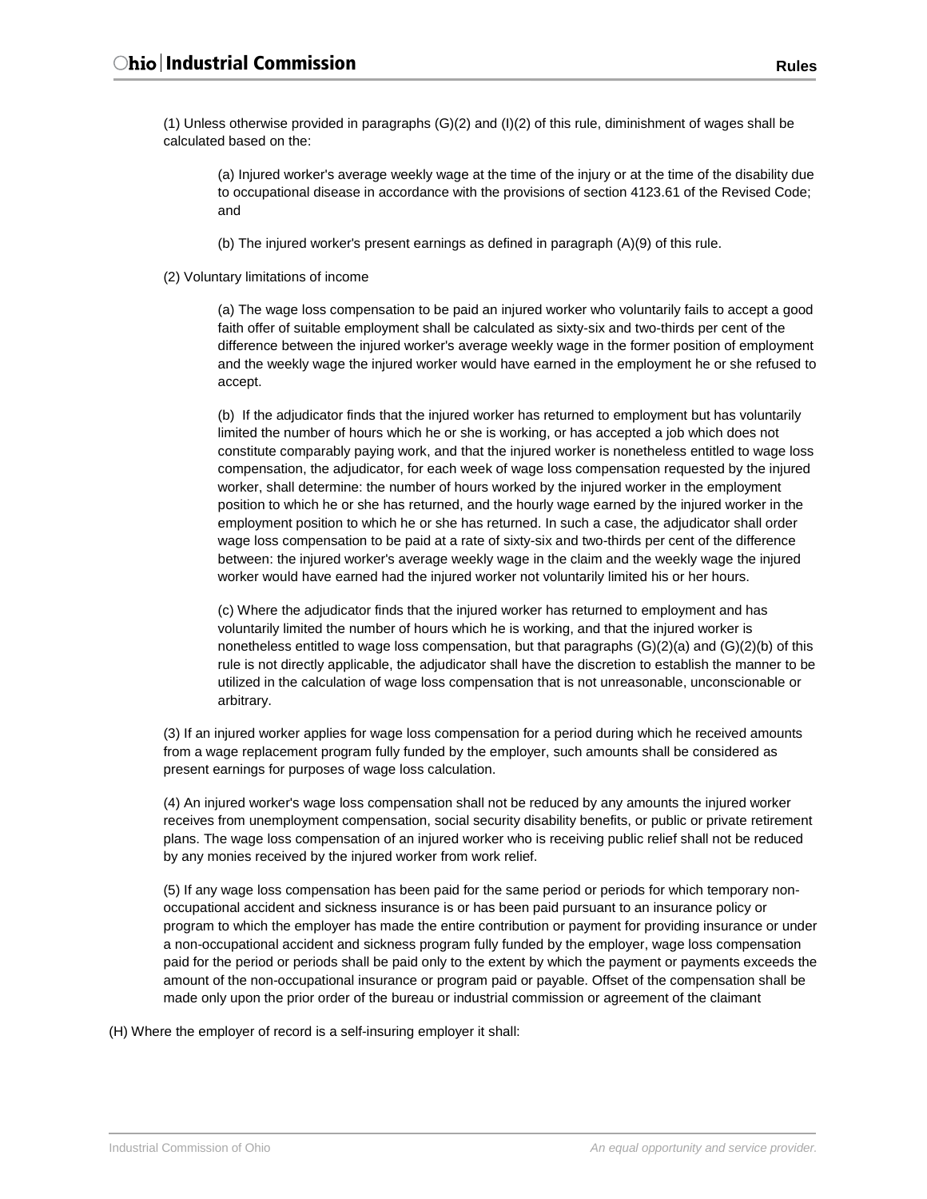(1) Unless otherwise provided in paragraphs (G)(2) and (I)(2) of this rule, diminishment of wages shall be calculated based on the:

(a) Injured worker's average weekly wage at the time of the injury or at the time of the disability due to occupational disease in accordance with the provisions of section 4123.61 of the Revised Code; and

(b) The injured worker's present earnings as defined in paragraph (A)(9) of this rule.

(2) Voluntary limitations of income

(a) The wage loss compensation to be paid an injured worker who voluntarily fails to accept a good faith offer of suitable employment shall be calculated as sixty-six and two-thirds per cent of the difference between the injured worker's average weekly wage in the former position of employment and the weekly wage the injured worker would have earned in the employment he or she refused to accept.

(b) If the adjudicator finds that the injured worker has returned to employment but has voluntarily limited the number of hours which he or she is working, or has accepted a job which does not constitute comparably paying work, and that the injured worker is nonetheless entitled to wage loss compensation, the adjudicator, for each week of wage loss compensation requested by the injured worker, shall determine: the number of hours worked by the injured worker in the employment position to which he or she has returned, and the hourly wage earned by the injured worker in the employment position to which he or she has returned. In such a case, the adjudicator shall order wage loss compensation to be paid at a rate of sixty-six and two-thirds per cent of the difference between: the injured worker's average weekly wage in the claim and the weekly wage the injured worker would have earned had the injured worker not voluntarily limited his or her hours.

(c) Where the adjudicator finds that the injured worker has returned to employment and has voluntarily limited the number of hours which he is working, and that the injured worker is nonetheless entitled to wage loss compensation, but that paragraphs (G)(2)(a) and (G)(2)(b) of this rule is not directly applicable, the adjudicator shall have the discretion to establish the manner to be utilized in the calculation of wage loss compensation that is not unreasonable, unconscionable or arbitrary.

(3) If an injured worker applies for wage loss compensation for a period during which he received amounts from a wage replacement program fully funded by the employer, such amounts shall be considered as present earnings for purposes of wage loss calculation.

(4) An injured worker's wage loss compensation shall not be reduced by any amounts the injured worker receives from unemployment compensation, social security disability benefits, or public or private retirement plans. The wage loss compensation of an injured worker who is receiving public relief shall not be reduced by any monies received by the injured worker from work relief.

(5) If any wage loss compensation has been paid for the same period or periods for which temporary non-occupational accident and sickness insurance is or has been paid pursuant to an insurance policy or program to which the employer has made the entire contribution or payment for providing insurance or under a non-occupational accident and sickness program fully funded by the employer, wage loss compensation paid for the period or periods shall be paid only to the extent by which the payment or payments exceeds the amount of the non-occupational insurance or program paid or payable. Offset of the compensation shall be made only upon the prior order of the bureau or industrial commission or agreement of the claimant

(H) Where the employer of record is a self-insuring employer it shall: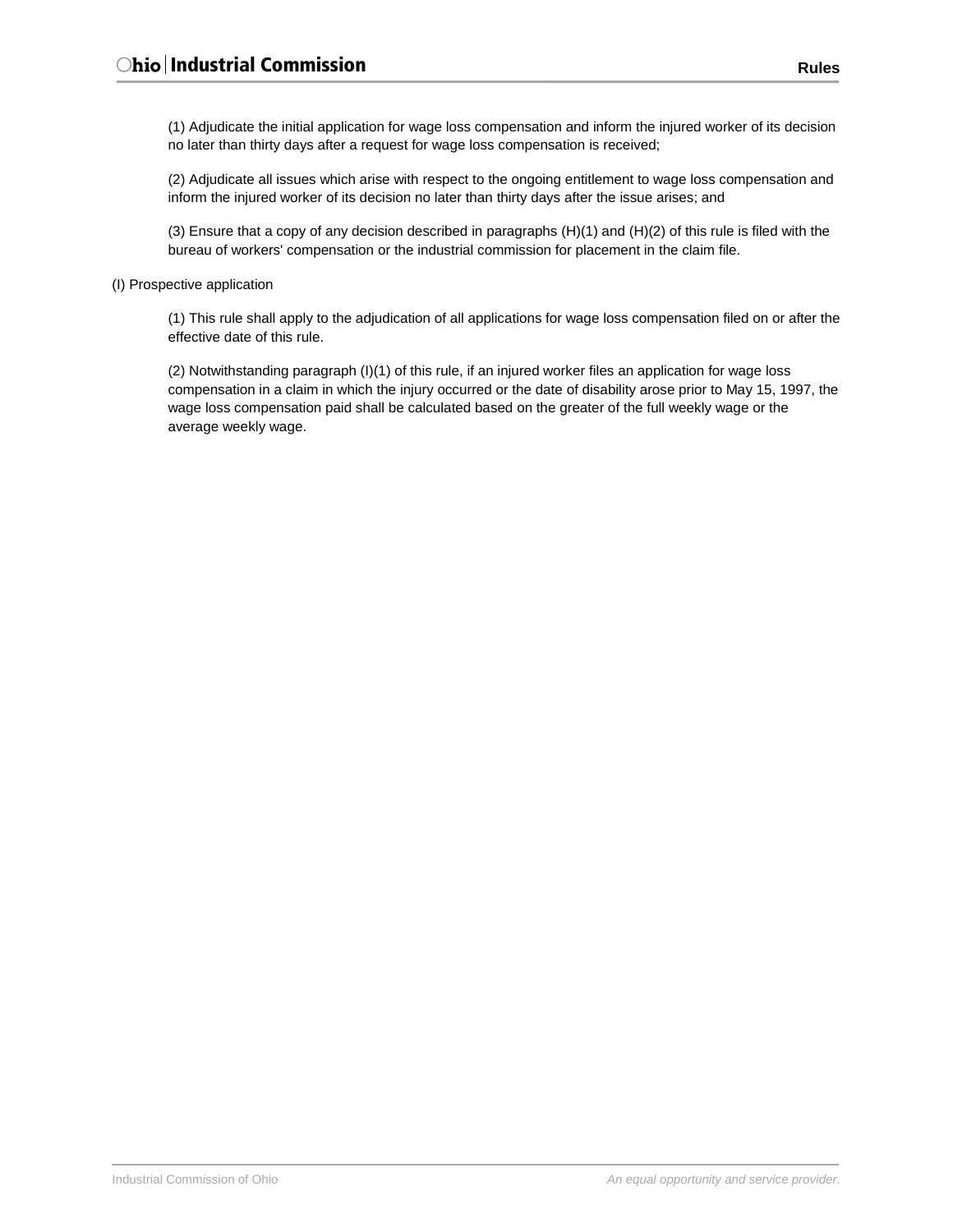(1) Adjudicate the initial application for wage loss compensation and inform the injured worker of its decision no later than thirty days after a request for wage loss compensation is received;

(2) Adjudicate all issues which arise with respect to the ongoing entitlement to wage loss compensation and inform the injured worker of its decision no later than thirty days after the issue arises; and

(3) Ensure that a copy of any decision described in paragraphs (H)(1) and (H)(2) of this rule is filed with the bureau of workers' compensation or the industrial commission for placement in the claim file.

(I) Prospective application

(1) This rule shall apply to the adjudication of all applications for wage loss compensation filed on or after the effective date of this rule.

(2) Notwithstanding paragraph (I)(1) of this rule, if an injured worker files an application for wage loss compensation in a claim in which the injury occurred or the date of disability arose prior to May 15, 1997, the wage loss compensation paid shall be calculated based on the greater of the full weekly wage or the average weekly wage.